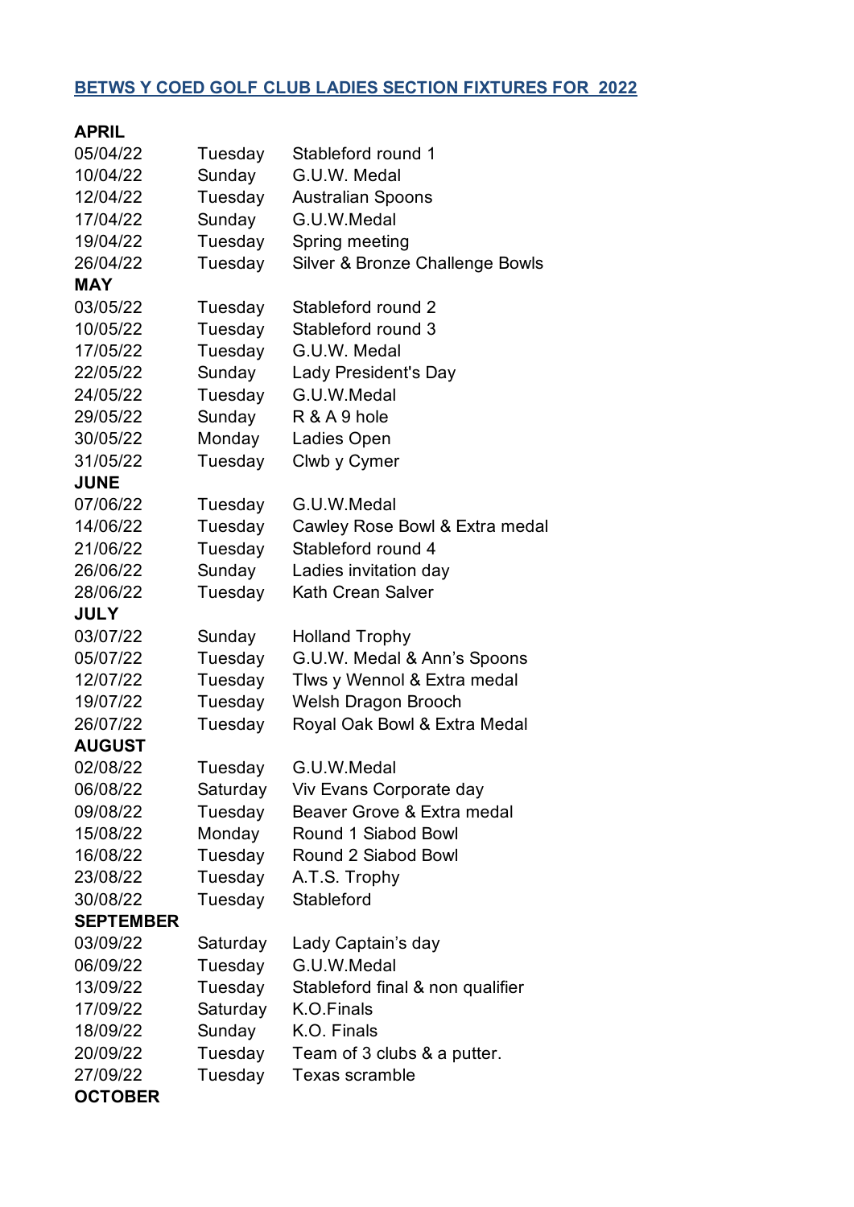## BETWS Y COED GOLF CLUB LADIES SECTION FIXTURES FOR 2022

**APRIL**

| | | |
|---|---|---|
| 05/04/22 | Tuesday | Stableford round 1 |
| 10/04/22 | Sunday | G.U.W. Medal |
| 12/04/22 | Tuesday | Australian Spoons |
| 17/04/22 | Sunday | G.U.W.Medal |
| 19/04/22 | Tuesday | Spring meeting |
| 26/04/22 | Tuesday | Silver & Bronze Challenge Bowls |

**MAY**

| | | |
|---|---|---|
| 03/05/22 | Tuesday | Stableford round 2 |
| 10/05/22 | Tuesday | Stableford round 3 |
| 17/05/22 | Tuesday | G.U.W. Medal |
| 22/05/22 | Sunday | Lady President's Day |
| 24/05/22 | Tuesday | G.U.W.Medal |
| 29/05/22 | Sunday | R & A 9 hole |
| 30/05/22 | Monday | Ladies Open |
| 31/05/22 | Tuesday | Clwb y Cymer |

**JUNE**

| | | |
|---|---|---|
| 07/06/22 | Tuesday | G.U.W.Medal |
| 14/06/22 | Tuesday | Cawley Rose Bowl & Extra medal |
| 21/06/22 | Tuesday | Stableford round 4 |
| 26/06/22 | Sunday | Ladies invitation day |
| 28/06/22 | Tuesday | Kath Crean Salver |

**JULY**

| | | |
|---|---|---|
| 03/07/22 | Sunday | Holland Trophy |
| 05/07/22 | Tuesday | G.U.W. Medal & Ann's Spoons |
| 12/07/22 | Tuesday | Tlws y Wennol & Extra medal |
| 19/07/22 | Tuesday | Welsh Dragon Brooch |
| 26/07/22 | Tuesday | Royal Oak Bowl & Extra Medal |

**AUGUST**

| | | |
|---|---|---|
| 02/08/22 | Tuesday | G.U.W.Medal |
| 06/08/22 | Saturday | Viv Evans Corporate day |
| 09/08/22 | Tuesday | Beaver Grove & Extra medal |
| 15/08/22 | Monday | Round 1 Siabod Bowl |
| 16/08/22 | Tuesday | Round 2 Siabod Bowl |
| 23/08/22 | Tuesday | A.T.S. Trophy |
| 30/08/22 | Tuesday | Stableford |

**SEPTEMBER**

| | | |
|---|---|---|
| 03/09/22 | Saturday | Lady Captain's day |
| 06/09/22 | Tuesday | G.U.W.Medal |
| 13/09/22 | Tuesday | Stableford final & non qualifier |
| 17/09/22 | Saturday | K.O.Finals |
| 18/09/22 | Sunday | K.O. Finals |
| 20/09/22 | Tuesday | Team of 3 clubs & a putter. |
| 27/09/22 | Tuesday | Texas scramble |

**OCTOBER**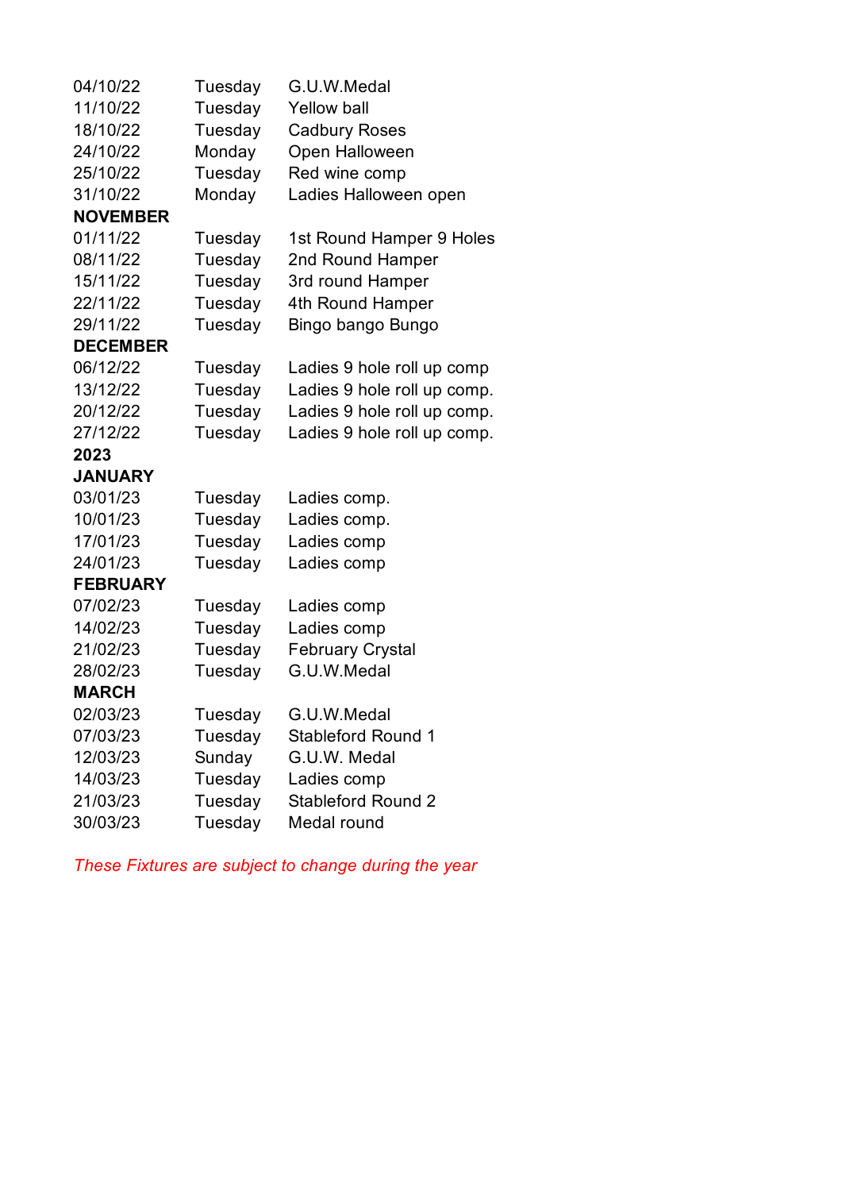| | | |
|---|---|---|
| 04/10/22 | Tuesday | G.U.W.Medal |
| 11/10/22 | Tuesday | Yellow ball |
| 18/10/22 | Tuesday | Cadbury Roses |
| 24/10/22 | Monday | Open Halloween |
| 25/10/22 | Tuesday | Red wine comp |
| 31/10/22 | Monday | Ladies Halloween open |
| **NOVEMBER** | | |
| 01/11/22 | Tuesday | 1st Round Hamper 9 Holes |
| 08/11/22 | Tuesday | 2nd Round Hamper |
| 15/11/22 | Tuesday | 3rd round Hamper |
| 22/11/22 | Tuesday | 4th Round Hamper |
| 29/11/22 | Tuesday | Bingo bango Bungo |
| **DECEMBER** | | |
| 06/12/22 | Tuesday | Ladies 9 hole roll up comp |
| 13/12/22 | Tuesday | Ladies 9 hole roll up comp. |
| 20/12/22 | Tuesday | Ladies 9 hole roll up comp. |
| 27/12/22 | Tuesday | Ladies 9 hole roll up comp. |
| **2023** | | |
| **JANUARY** | | |
| 03/01/23 | Tuesday | Ladies comp. |
| 10/01/23 | Tuesday | Ladies comp. |
| 17/01/23 | Tuesday | Ladies comp |
| 24/01/23 | Tuesday | Ladies comp |
| **FEBRUARY** | | |
| 07/02/23 | Tuesday | Ladies comp |
| 14/02/23 | Tuesday | Ladies comp |
| 21/02/23 | Tuesday | February Crystal |
| 28/02/23 | Tuesday | G.U.W.Medal |
| **MARCH** | | |
| 02/03/23 | Tuesday | G.U.W.Medal |
| 07/03/23 | Tuesday | Stableford Round 1 |
| 12/03/23 | Sunday | G.U.W. Medal |
| 14/03/23 | Tuesday | Ladies comp |
| 21/03/23 | Tuesday | Stableford Round 2 |
| 30/03/23 | Tuesday | Medal round |

*These Fixtures are subject to change during the year*